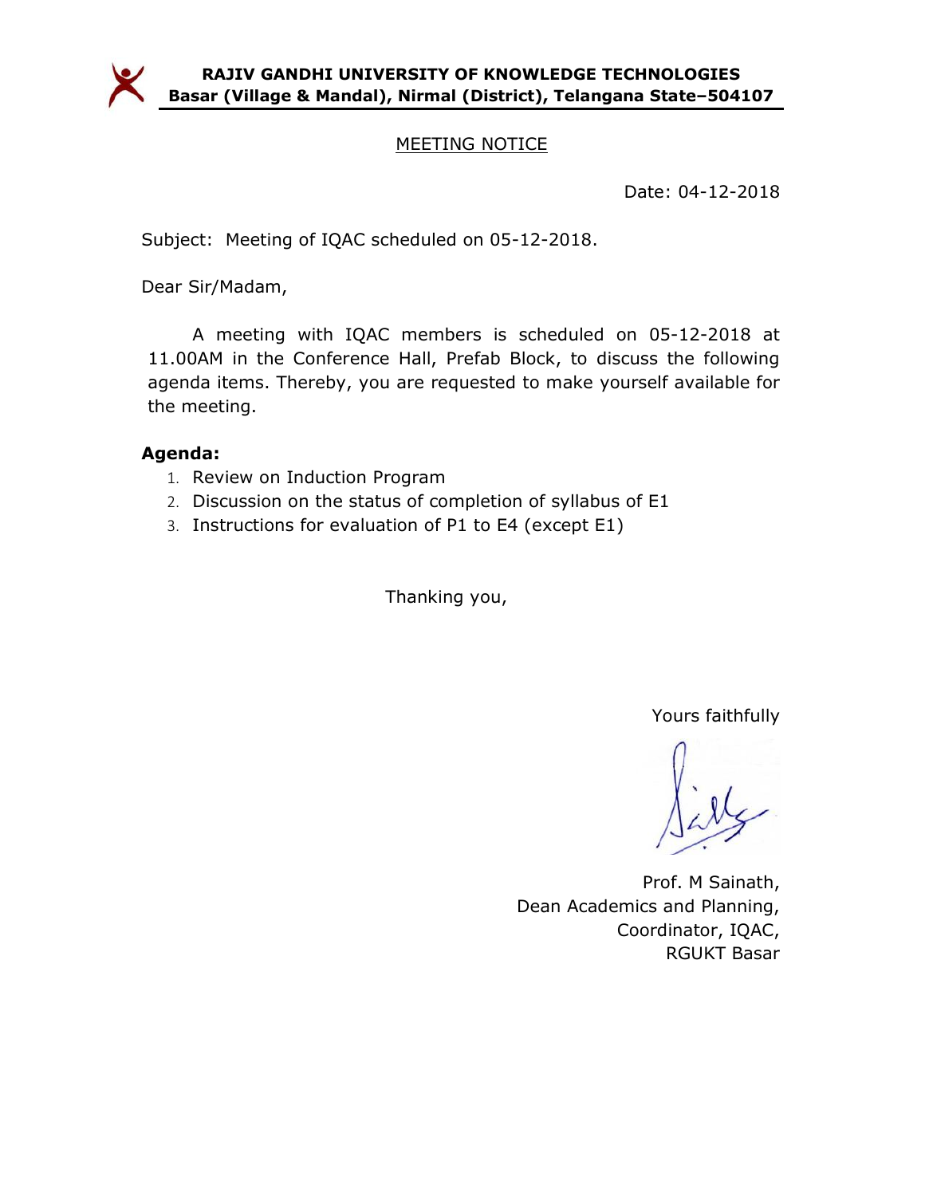**RAJIV GANDHI UNIVERSITY OF KNOWLEDGE TECHNOLOGIES**
**Basar (Village & Mandal), Nirmal (District), Telangana State–504107**

## MEETING NOTICE

Date: 04-12-2018

Subject: Meeting of IQAC scheduled on 05-12-2018.

Dear Sir/Madam,

A meeting with IQAC members is scheduled on 05-12-2018 at 11.00AM in the Conference Hall, Prefab Block, to discuss the following agenda items. Thereby, you are requested to make yourself available for the meeting.

**Agenda:**

1. Review on Induction Program
2. Discussion on the status of completion of syllabus of E1
3. Instructions for evaluation of P1 to E4 (except E1)

Thanking you,

Yours faithfully

Prof. M Sainath,
Dean Academics and Planning,
Coordinator, IQAC,
RGUKT Basar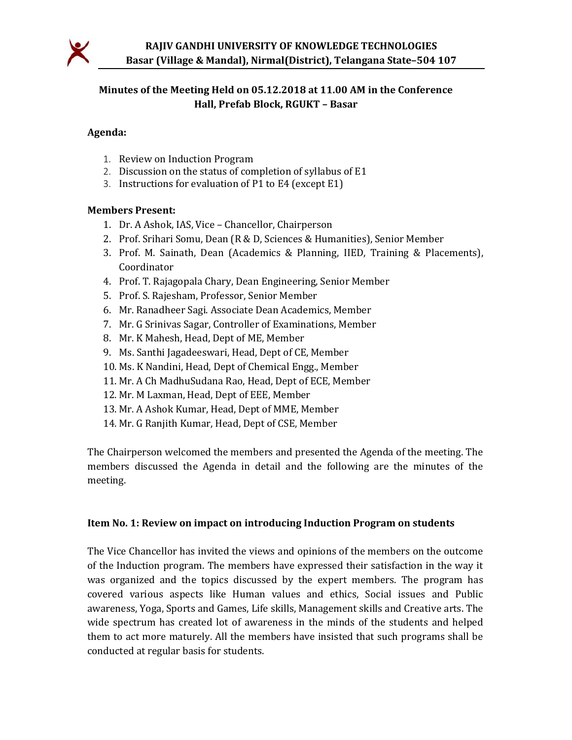**RAJIV GANDHI UNIVERSITY OF KNOWLEDGE TECHNOLOGIES**
**Basar (Village & Mandal), Nirmal(District), Telangana State–504 107**

## Minutes of the Meeting Held on 05.12.2018 at 11.00 AM in the Conference Hall, Prefab Block, RGUKT – Basar

**Agenda:**

1. Review on Induction Program
2. Discussion on the status of completion of syllabus of E1
3. Instructions for evaluation of P1 to E4 (except E1)

**Members Present:**

1. Dr. A Ashok, IAS, Vice – Chancellor, Chairperson
2. Prof. Srihari Somu, Dean (R & D, Sciences & Humanities), Senior Member
3. Prof. M. Sainath, Dean (Academics & Planning, IIED, Training & Placements), Coordinator
4. Prof. T. Rajagopala Chary, Dean Engineering, Senior Member
5. Prof. S. Rajesham, Professor, Senior Member
6. Mr. Ranadheer Sagi. Associate Dean Academics, Member
7. Mr. G Srinivas Sagar, Controller of Examinations, Member
8. Mr. K Mahesh, Head, Dept of ME, Member
9. Ms. Santhi Jagadeeswari, Head, Dept of CE, Member
10. Ms. K Nandini, Head, Dept of Chemical Engg., Member
11. Mr. A Ch MadhuSudana Rao, Head, Dept of ECE, Member
12. Mr. M Laxman, Head, Dept of EEE, Member
13. Mr. A Ashok Kumar, Head, Dept of MME, Member
14. Mr. G Ranjith Kumar, Head, Dept of CSE, Member

The Chairperson welcomed the members and presented the Agenda of the meeting. The members discussed the Agenda in detail and the following are the minutes of the meeting.

**Item No. 1: Review on impact on introducing Induction Program on students**

The Vice Chancellor has invited the views and opinions of the members on the outcome of the Induction program. The members have expressed their satisfaction in the way it was organized and the topics discussed by the expert members. The program has covered various aspects like Human values and ethics, Social issues and Public awareness, Yoga, Sports and Games, Life skills, Management skills and Creative arts. The wide spectrum has created lot of awareness in the minds of the students and helped them to act more maturely. All the members have insisted that such programs shall be conducted at regular basis for students.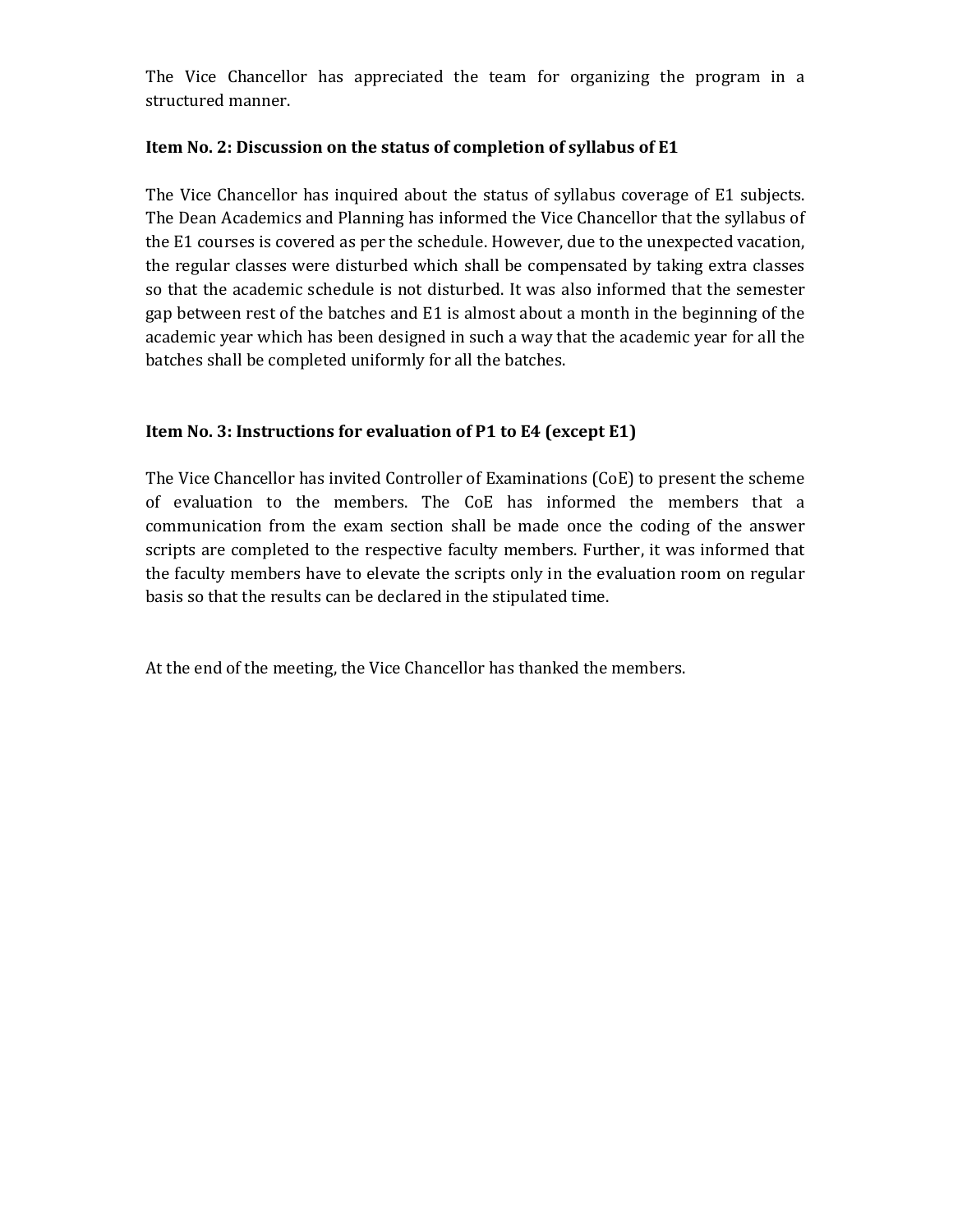The Vice Chancellor has appreciated the team for organizing the program in a structured manner.

**Item No. 2: Discussion on the status of completion of syllabus of E1**

The Vice Chancellor has inquired about the status of syllabus coverage of E1 subjects. The Dean Academics and Planning has informed the Vice Chancellor that the syllabus of the E1 courses is covered as per the schedule. However, due to the unexpected vacation, the regular classes were disturbed which shall be compensated by taking extra classes so that the academic schedule is not disturbed. It was also informed that the semester gap between rest of the batches and E1 is almost about a month in the beginning of the academic year which has been designed in such a way that the academic year for all the batches shall be completed uniformly for all the batches.

**Item No. 3: Instructions for evaluation of P1 to E4 (except E1)**

The Vice Chancellor has invited Controller of Examinations (CoE) to present the scheme of evaluation to the members. The CoE has informed the members that a communication from the exam section shall be made once the coding of the answer scripts are completed to the respective faculty members. Further, it was informed that the faculty members have to elevate the scripts only in the evaluation room on regular basis so that the results can be declared in the stipulated time.

At the end of the meeting, the Vice Chancellor has thanked the members.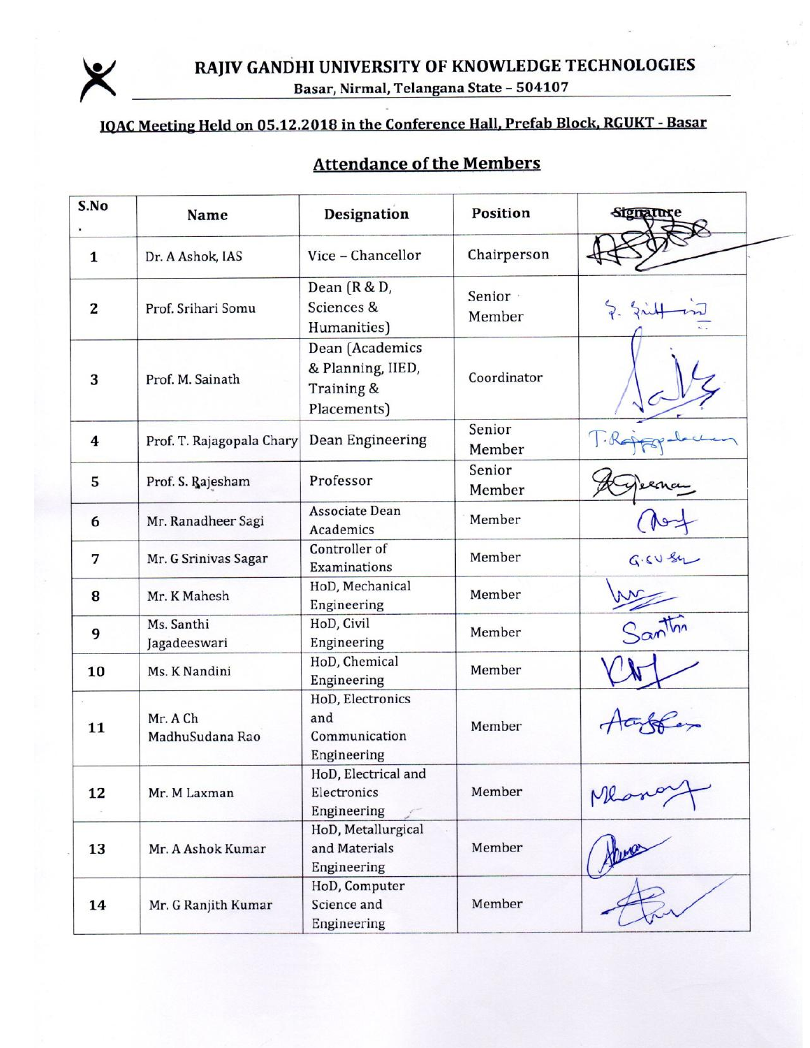# RAJIV GANDHI UNIVERSITY OF KNOWLEDGE TECHNOLOGIES

Basar, Nirmal, Telangana State – 504107

## IQAC Meeting Held on 05.12.2018 in the Conference Hall, Prefab Block, RGUKT - Basar

## Attendance of the Members

| S.No. | Name | Designation | Position | Signature |
|---|---|---|---|---|
| 1 | Dr. A Ashok, IAS | Vice – Chancellor | Chairperson | |
| 2 | Prof. Srihari Somu | Dean (R & D, Sciences & Humanities) | Senior Member | |
| 3 | Prof. M. Sainath | Dean (Academics & Planning, IIED, Training & Placements) | Coordinator | |
| 4 | Prof. T. Rajagopala Chary | Dean Engineering | Senior Member | |
| 5 | Prof. S. Rajesham | Professor | Senior Member | |
| 6 | Mr. Ranadheer Sagi | Associate Dean Academics | Member | |
| 7 | Mr. G Srinivas Sagar | Controller of Examinations | Member | |
| 8 | Mr. K Mahesh | HoD, Mechanical Engineering | Member | |
| 9 | Ms. Santhi Jagadeeswari | HoD, Civil Engineering | Member | |
| 10 | Ms. K Nandini | HoD, Chemical Engineering | Member | |
| 11 | Mr. A Ch MadhuSudana Rao | HoD, Electronics and Communication Engineering | Member | |
| 12 | Mr. M Laxman | HoD, Electrical and Electronics Engineering | Member | |
| 13 | Mr. A Ashok Kumar | HoD, Metallurgical and Materials Engineering | Member | |
| 14 | Mr. G Ranjith Kumar | HoD, Computer Science and Engineering | Member | |